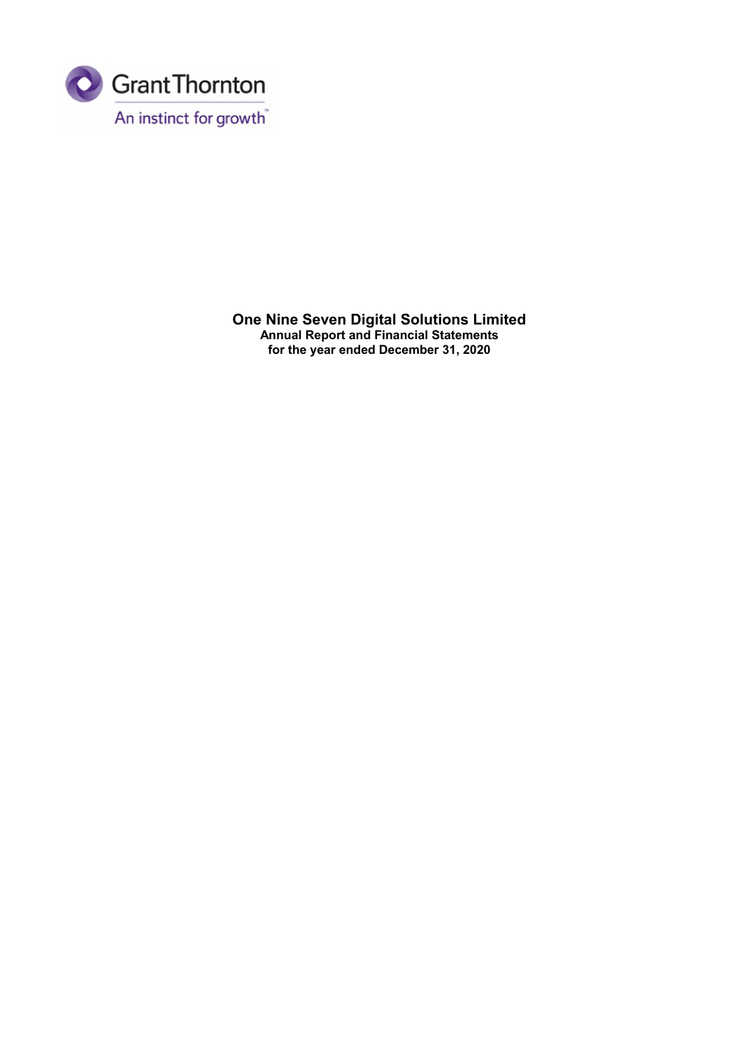Grant Thornton

An instinct for growth™

# One Nine Seven Digital Solutions Limited

**Annual Report and Financial Statements**

**for the year ended December 31, 2020**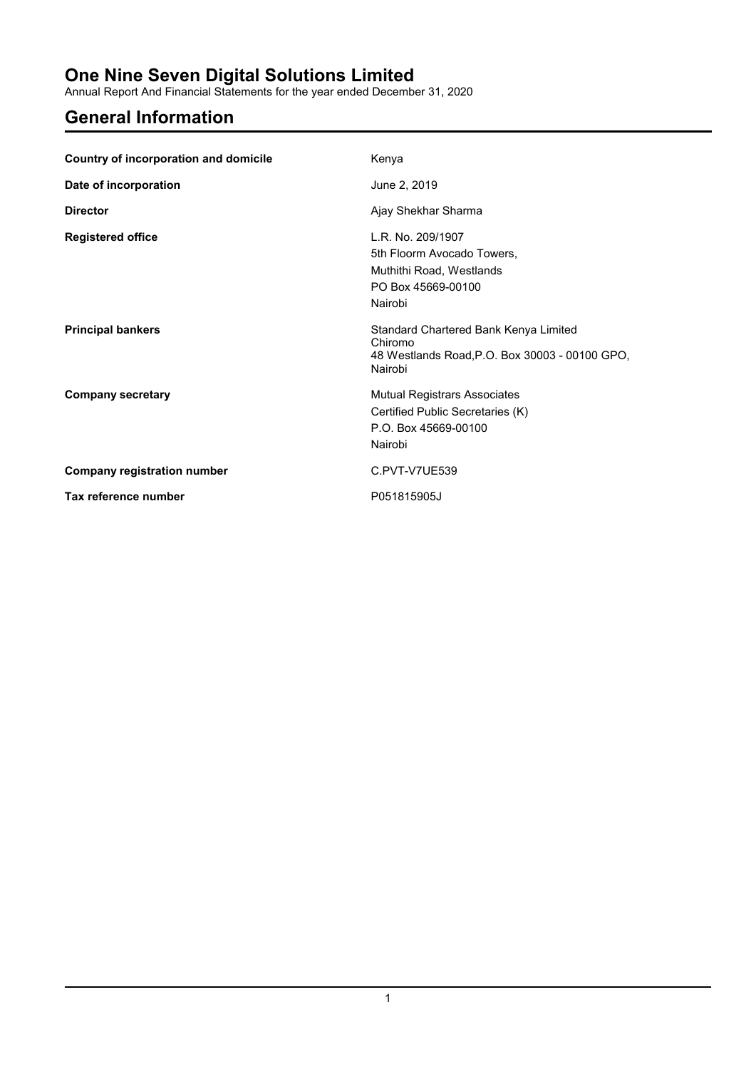# One Nine Seven Digital Solutions Limited

Annual Report And Financial Statements for the year ended December 31, 2020

## General Information

| | |
|---|---|
| **Country of incorporation and domicile** | Kenya |
| **Date of incorporation** | June 2, 2019 |
| **Director** | Ajay Shekhar Sharma |
| **Registered office** | L.R. No. 209/1907<br>5th Floorm Avocado Towers,<br>Muthithi Road, Westlands<br>PO Box 45669-00100<br>Nairobi |
| **Principal bankers** | Standard Chartered Bank Kenya Limited<br>Chiromo<br>48 Westlands Road,P.O. Box 30003 - 00100 GPO,<br>Nairobi |
| **Company secretary** | Mutual Registrars Associates<br>Certified Public Secretaries (K)<br>P.O. Box 45669-00100<br>Nairobi |
| **Company registration number** | C.PVT-V7UE539 |
| **Tax reference number** | P051815905J |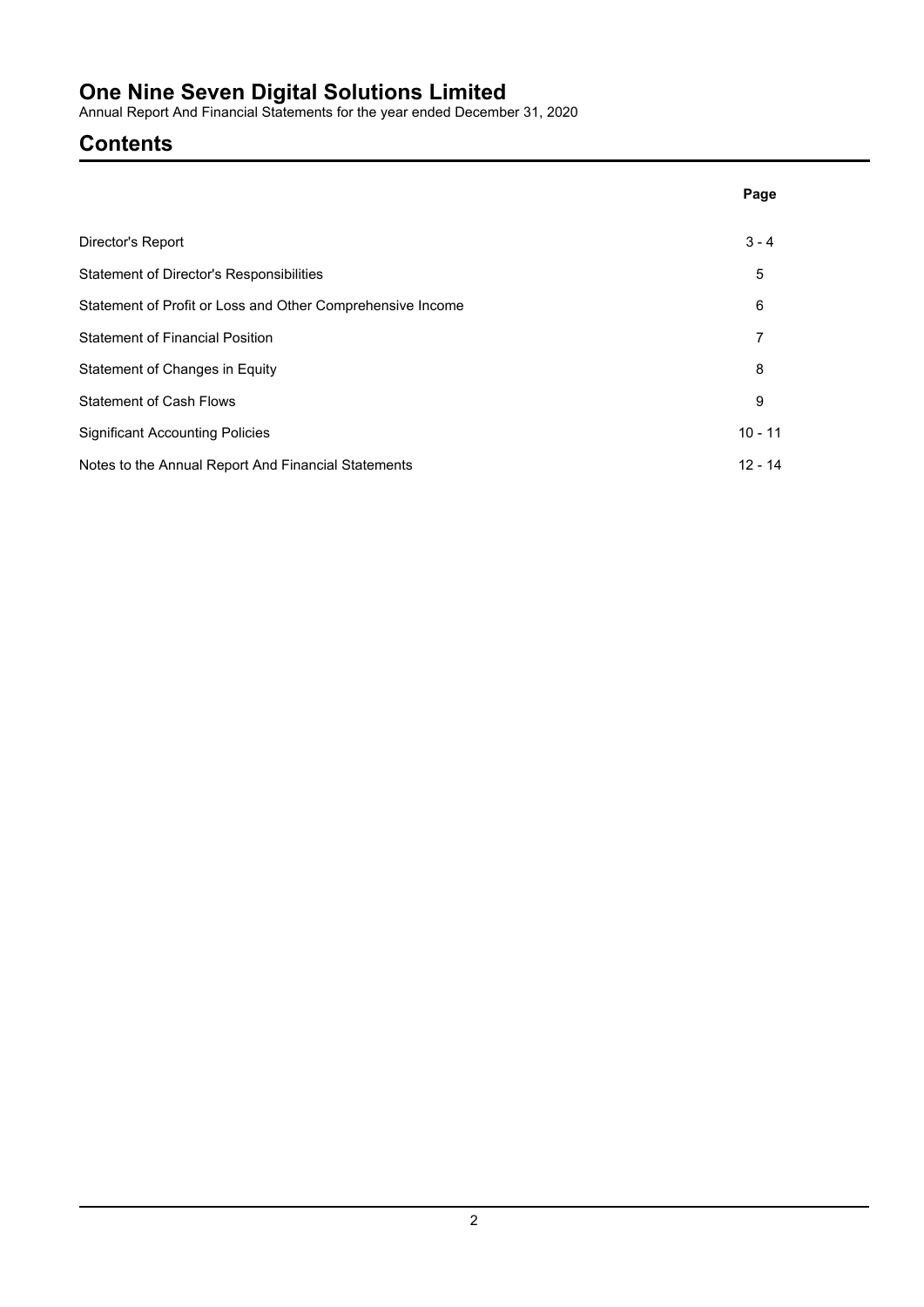# One Nine Seven Digital Solutions Limited

Annual Report And Financial Statements for the year ended December 31, 2020

## Contents

| | Page |
|---|---|
| Director's Report | 3 - 4 |
| Statement of Director's Responsibilities | 5 |
| Statement of Profit or Loss and Other Comprehensive Income | 6 |
| Statement of Financial Position | 7 |
| Statement of Changes in Equity | 8 |
| Statement of Cash Flows | 9 |
| Significant Accounting Policies | 10 - 11 |
| Notes to the Annual Report And Financial Statements | 12 - 14 |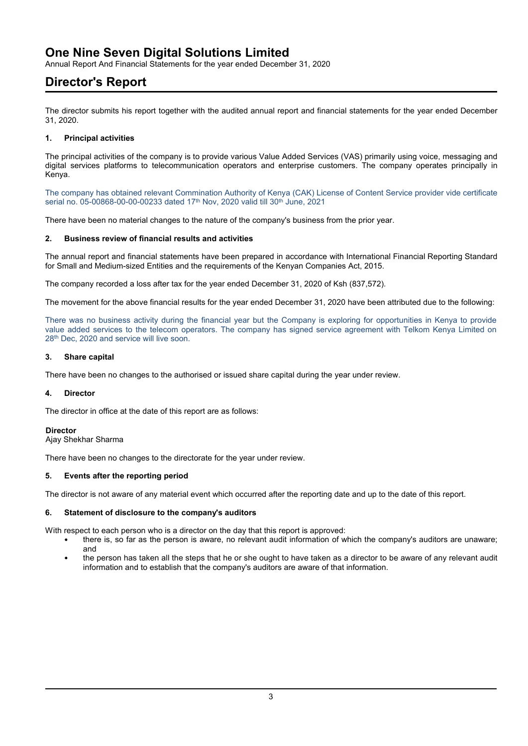# One Nine Seven Digital Solutions Limited

Annual Report And Financial Statements for the year ended December 31, 2020

# Director's Report

The director submits his report together with the audited annual report and financial statements for the year ended December 31, 2020.

### 1. Principal activities

The principal activities of the company is to provide various Value Added Services (VAS) primarily using voice, messaging and digital services platforms to telecommunication operators and enterprise customers. The company operates principally in Kenya.

The company has obtained relevant Commination Authority of Kenya (CAK) License of Content Service provider vide certificate serial no. 05-00868-00-00-00233 dated 17th Nov, 2020 valid till 30th June, 2021

There have been no material changes to the nature of the company's business from the prior year.

### 2. Business review of financial results and activities

The annual report and financial statements have been prepared in accordance with International Financial Reporting Standard for Small and Medium-sized Entities and the requirements of the Kenyan Companies Act, 2015.

The company recorded a loss after tax for the year ended December 31, 2020 of Ksh (837,572).

The movement for the above financial results for the year ended December 31, 2020 have been attributed due to the following:

There was no business activity during the financial year but the Company is exploring for opportunities in Kenya to provide value added services to the telecom operators. The company has signed service agreement with Telkom Kenya Limited on 28th Dec, 2020 and service will live soon.

### 3. Share capital

There have been no changes to the authorised or issued share capital during the year under review.

### 4. Director

The director in office at the date of this report are as follows:

**Director**
Ajay Shekhar Sharma

There have been no changes to the directorate for the year under review.

### 5. Events after the reporting period

The director is not aware of any material event which occurred after the reporting date and up to the date of this report.

### 6. Statement of disclosure to the company's auditors

With respect to each person who is a director on the day that this report is approved:

- there is, so far as the person is aware, no relevant audit information of which the company's auditors are unaware; and
- the person has taken all the steps that he or she ought to have taken as a director to be aware of any relevant audit information and to establish that the company's auditors are aware of that information.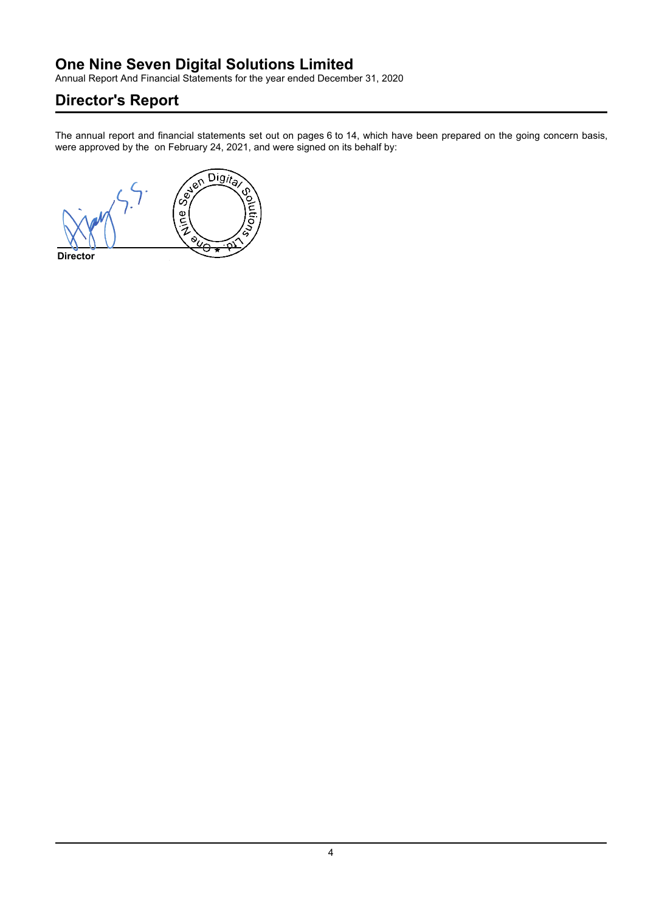# One Nine Seven Digital Solutions Limited

Annual Report And Financial Statements for the year ended December 31, 2020

## Director's Report

The annual report and financial statements set out on pages 6 to 14, which have been prepared on the going concern basis, were approved by the  on February 24, 2021, and were signed on its behalf by:

**Director**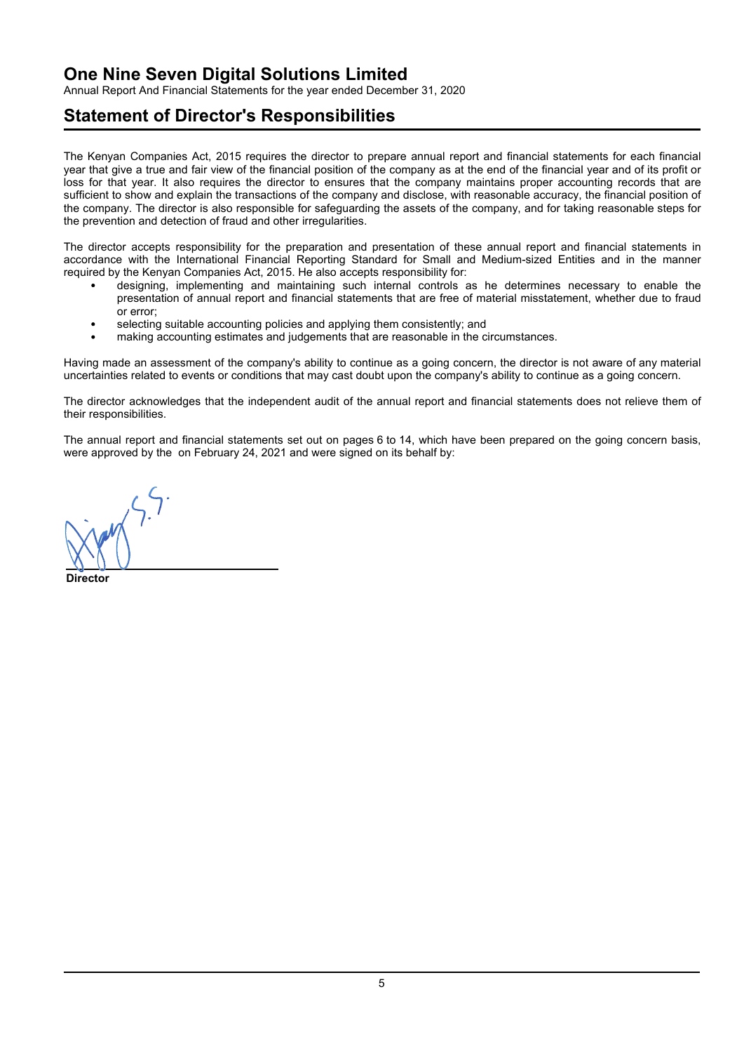# One Nine Seven Digital Solutions Limited

Annual Report And Financial Statements for the year ended December 31, 2020

## Statement of Director's Responsibilities

The Kenyan Companies Act, 2015 requires the director to prepare annual report and financial statements for each financial year that give a true and fair view of the financial position of the company as at the end of the financial year and of its profit or loss for that year. It also requires the director to ensures that the company maintains proper accounting records that are sufficient to show and explain the transactions of the company and disclose, with reasonable accuracy, the financial position of the company. The director is also responsible for safeguarding the assets of the company, and for taking reasonable steps for the prevention and detection of fraud and other irregularities.

The director accepts responsibility for the preparation and presentation of these annual report and financial statements in accordance with the International Financial Reporting Standard for Small and Medium-sized Entities and in the manner required by the Kenyan Companies Act, 2015. He also accepts responsibility for:

- designing, implementing and maintaining such internal controls as he determines necessary to enable the presentation of annual report and financial statements that are free of material misstatement, whether due to fraud or error;
- selecting suitable accounting policies and applying them consistently; and
- making accounting estimates and judgements that are reasonable in the circumstances.

Having made an assessment of the company's ability to continue as a going concern, the director is not aware of any material uncertainties related to events or conditions that may cast doubt upon the company's ability to continue as a going concern.

The director acknowledges that the independent audit of the annual report and financial statements does not relieve them of their responsibilities.

The annual report and financial statements set out on pages 6 to 14, which have been prepared on the going concern basis, were approved by the  on February 24, 2021 and were signed on its behalf by:

**Director**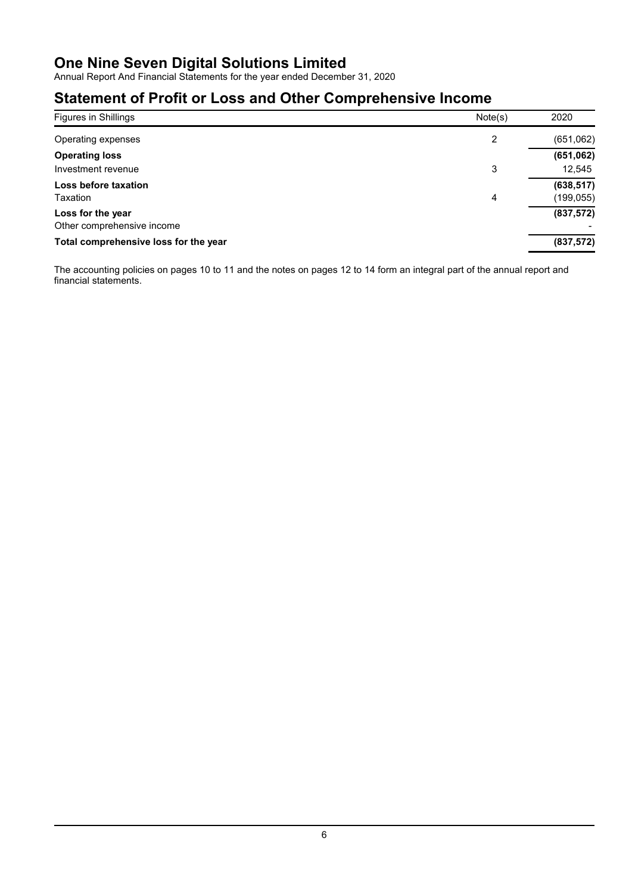# One Nine Seven Digital Solutions Limited

Annual Report And Financial Statements for the year ended December 31, 2020

## Statement of Profit or Loss and Other Comprehensive Income

| Figures in Shillings | Note(s) | 2020 |
|---|---|---|
| Operating expenses | 2 | (651,062) |
| **Operating loss** | | **(651,062)** |
| Investment revenue | 3 | 12,545 |
| **Loss before taxation** | | **(638,517)** |
| Taxation | 4 | (199,055) |
| **Loss for the year** | | **(837,572)** |
| Other comprehensive income | | - |
| **Total comprehensive loss for the year** | | **(837,572)** |

The accounting policies on pages 10 to 11 and the notes on pages 12 to 14 form an integral part of the annual report and financial statements.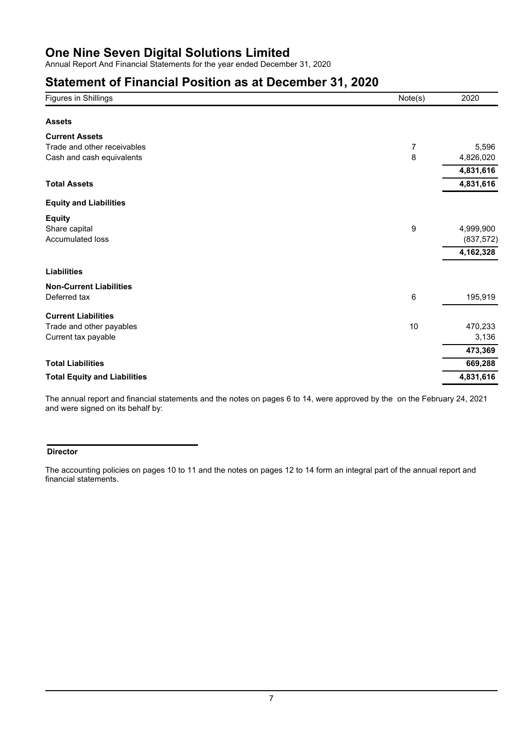# One Nine Seven Digital Solutions Limited

Annual Report And Financial Statements for the year ended December 31, 2020

## Statement of Financial Position as at December 31, 2020

| Figures in Shillings | Note(s) | 2020 |
|---|---|---|
| **Assets** | | |
| **Current Assets** | | |
| Trade and other receivables | 7 | 5,596 |
| Cash and cash equivalents | 8 | 4,826,020 |
| | | **4,831,616** |
| **Total Assets** | | **4,831,616** |
| **Equity and Liabilities** | | |
| **Equity** | | |
| Share capital | 9 | 4,999,900 |
| Accumulated loss | | (837,572) |
| | | **4,162,328** |
| **Liabilities** | | |
| **Non-Current Liabilities** | | |
| Deferred tax | 6 | 195,919 |
| **Current Liabilities** | | |
| Trade and other payables | 10 | 470,233 |
| Current tax payable | | 3,136 |
| | | **473,369** |
| **Total Liabilities** | | **669,288** |
| **Total Equity and Liabilities** | | **4,831,616** |

The annual report and financial statements and the notes on pages 6 to 14, were approved by the on the February 24, 2021 and were signed on its behalf by:

**Director**

The accounting policies on pages 10 to 11 and the notes on pages 12 to 14 form an integral part of the annual report and financial statements.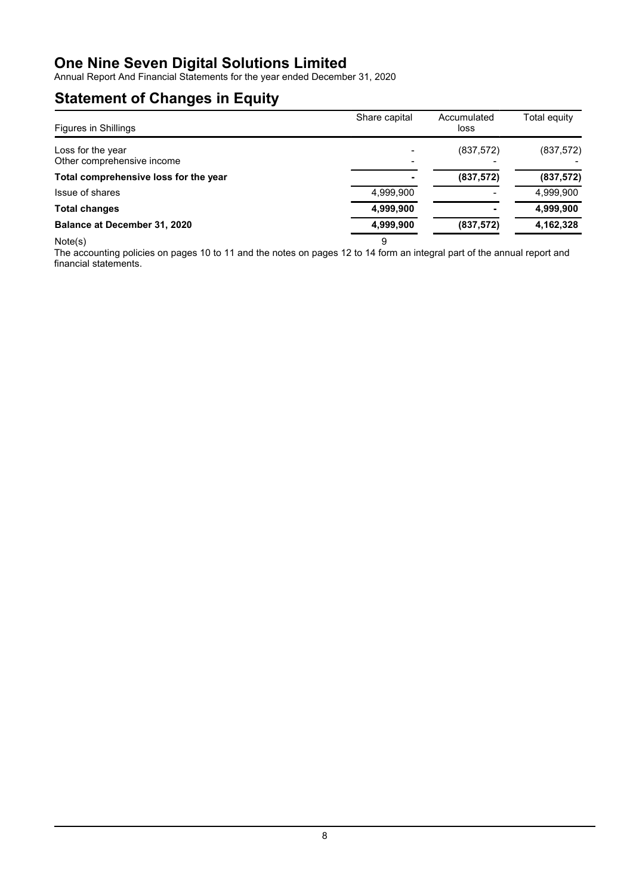# One Nine Seven Digital Solutions Limited

Annual Report And Financial Statements for the year ended December 31, 2020

## Statement of Changes in Equity

| Figures in Shillings | Share capital | Accumulated loss | Total equity |
|---|---|---|---|
| Loss for the year | - | (837,572) | (837,572) |
| Other comprehensive income | - | - | - |
| **Total comprehensive loss for the year** | **-** | **(837,572)** | **(837,572)** |
| Issue of shares | 4,999,900 | - | 4,999,900 |
| **Total changes** | **4,999,900** | **-** | **4,999,900** |
| **Balance at December 31, 2020** | **4,999,900** | **(837,572)** | **4,162,328** |
| Note(s) | 9 | | |

The accounting policies on pages 10 to 11 and the notes on pages 12 to 14 form an integral part of the annual report and financial statements.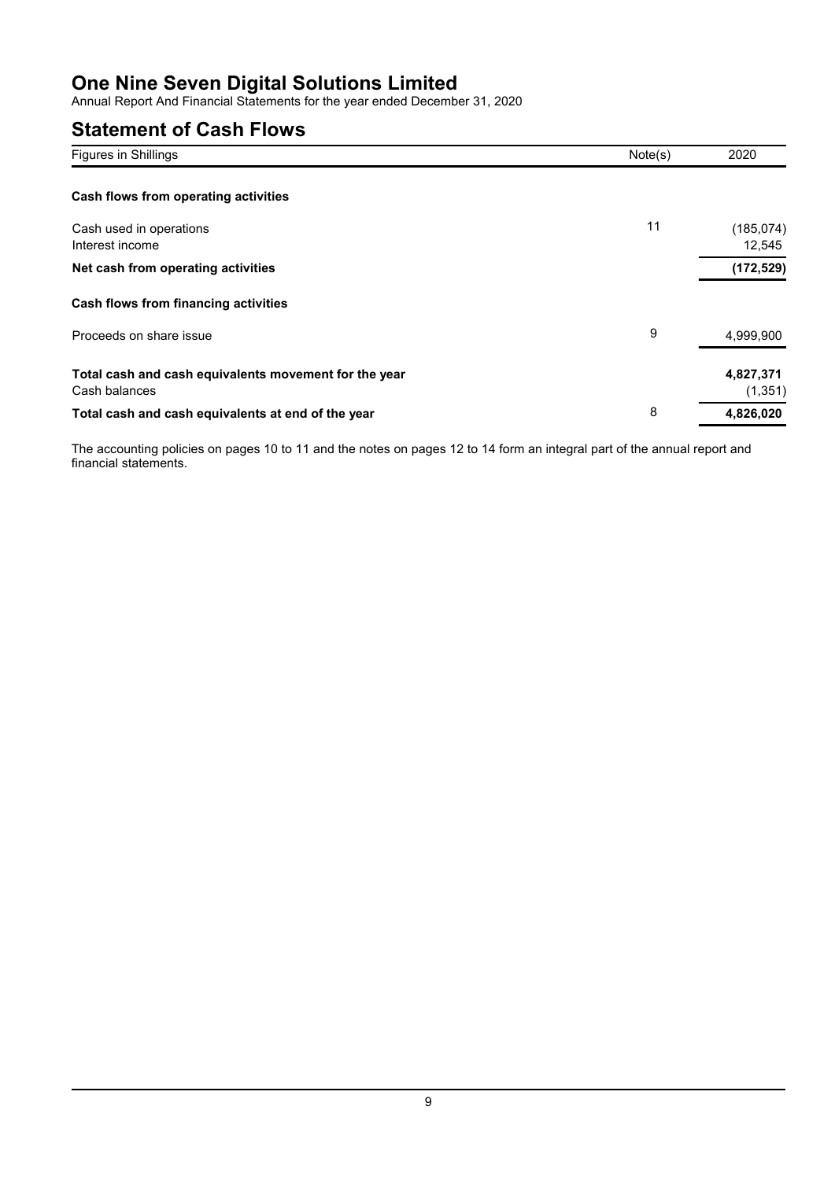# One Nine Seven Digital Solutions Limited

Annual Report And Financial Statements for the year ended December 31, 2020

## Statement of Cash Flows

| Figures in Shillings | Note(s) | 2020 |
|---|---|---|
| **Cash flows from operating activities** | | |
| Cash used in operations | 11 | (185,074) |
| Interest income | | 12,545 |
| **Net cash from operating activities** | | **(172,529)** |
| **Cash flows from financing activities** | | |
| Proceeds on share issue | 9 | 4,999,900 |
| **Total cash and cash equivalents movement for the year** | | **4,827,371** |
| Cash balances | | (1,351) |
| **Total cash and cash equivalents at end of the year** | 8 | **4,826,020** |

The accounting policies on pages 10 to 11 and the notes on pages 12 to 14 form an integral part of the annual report and financial statements.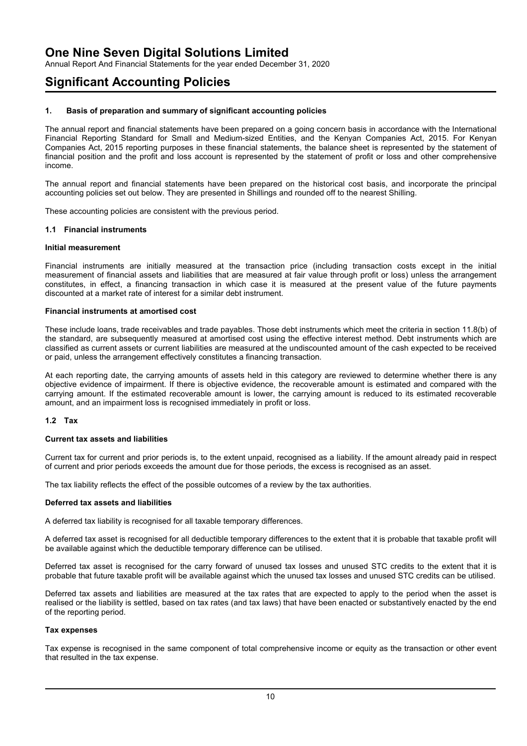# One Nine Seven Digital Solutions Limited

Annual Report And Financial Statements for the year ended December 31, 2020

# Significant Accounting Policies

### 1. Basis of preparation and summary of significant accounting policies

The annual report and financial statements have been prepared on a going concern basis in accordance with the International Financial Reporting Standard for Small and Medium-sized Entities, and the Kenyan Companies Act, 2015. For Kenyan Companies Act, 2015 reporting purposes in these financial statements, the balance sheet is represented by the statement of financial position and the profit and loss account is represented by the statement of profit or loss and other comprehensive income.

The annual report and financial statements have been prepared on the historical cost basis, and incorporate the principal accounting policies set out below. They are presented in Shillings and rounded off to the nearest Shilling.

These accounting policies are consistent with the previous period.

### 1.1 Financial instruments

**Initial measurement**

Financial instruments are initially measured at the transaction price (including transaction costs except in the initial measurement of financial assets and liabilities that are measured at fair value through profit or loss) unless the arrangement constitutes, in effect, a financing transaction in which case it is measured at the present value of the future payments discounted at a market rate of interest for a similar debt instrument.

**Financial instruments at amortised cost**

These include loans, trade receivables and trade payables. Those debt instruments which meet the criteria in section 11.8(b) of the standard, are subsequently measured at amortised cost using the effective interest method. Debt instruments which are classified as current assets or current liabilities are measured at the undiscounted amount of the cash expected to be received or paid, unless the arrangement effectively constitutes a financing transaction.

At each reporting date, the carrying amounts of assets held in this category are reviewed to determine whether there is any objective evidence of impairment. If there is objective evidence, the recoverable amount is estimated and compared with the carrying amount. If the estimated recoverable amount is lower, the carrying amount is reduced to its estimated recoverable amount, and an impairment loss is recognised immediately in profit or loss.

### 1.2 Tax

**Current tax assets and liabilities**

Current tax for current and prior periods is, to the extent unpaid, recognised as a liability. If the amount already paid in respect of current and prior periods exceeds the amount due for those periods, the excess is recognised as an asset.

The tax liability reflects the effect of the possible outcomes of a review by the tax authorities.

**Deferred tax assets and liabilities**

A deferred tax liability is recognised for all taxable temporary differences.

A deferred tax asset is recognised for all deductible temporary differences to the extent that it is probable that taxable profit will be available against which the deductible temporary difference can be utilised.

Deferred tax asset is recognised for the carry forward of unused tax losses and unused STC credits to the extent that it is probable that future taxable profit will be available against which the unused tax losses and unused STC credits can be utilised.

Deferred tax assets and liabilities are measured at the tax rates that are expected to apply to the period when the asset is realised or the liability is settled, based on tax rates (and tax laws) that have been enacted or substantively enacted by the end of the reporting period.

**Tax expenses**

Tax expense is recognised in the same component of total comprehensive income or equity as the transaction or other event that resulted in the tax expense.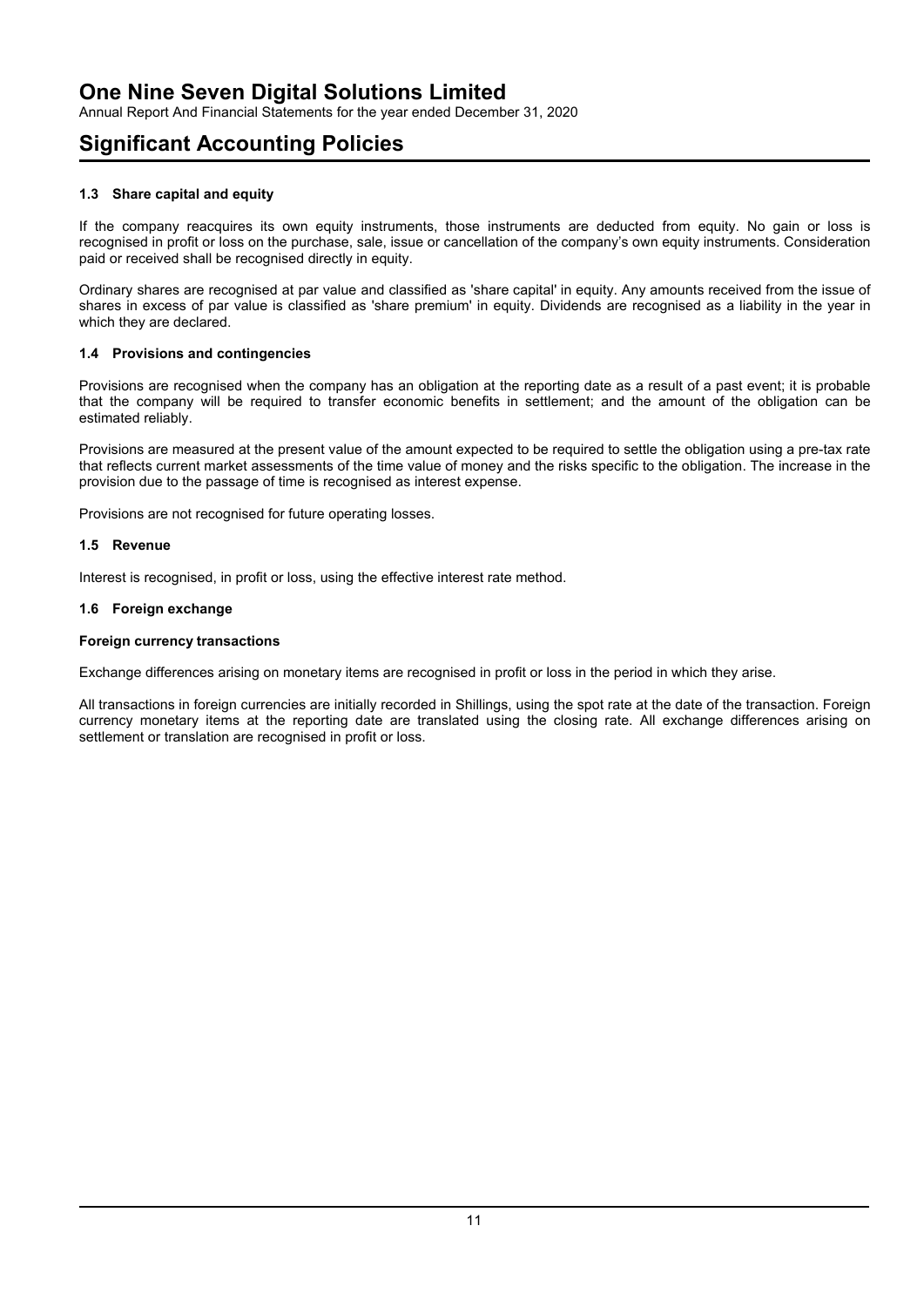# Significant Accounting Policies

### 1.3 Share capital and equity

If the company reacquires its own equity instruments, those instruments are deducted from equity. No gain or loss is recognised in profit or loss on the purchase, sale, issue or cancellation of the company's own equity instruments. Consideration paid or received shall be recognised directly in equity.

Ordinary shares are recognised at par value and classified as 'share capital' in equity. Any amounts received from the issue of shares in excess of par value is classified as 'share premium' in equity. Dividends are recognised as a liability in the year in which they are declared.

### 1.4 Provisions and contingencies

Provisions are recognised when the company has an obligation at the reporting date as a result of a past event; it is probable that the company will be required to transfer economic benefits in settlement; and the amount of the obligation can be estimated reliably.

Provisions are measured at the present value of the amount expected to be required to settle the obligation using a pre-tax rate that reflects current market assessments of the time value of money and the risks specific to the obligation. The increase in the provision due to the passage of time is recognised as interest expense.

Provisions are not recognised for future operating losses.

### 1.5 Revenue

Interest is recognised, in profit or loss, using the effective interest rate method.

### 1.6 Foreign exchange

**Foreign currency transactions**

Exchange differences arising on monetary items are recognised in profit or loss in the period in which they arise.

All transactions in foreign currencies are initially recorded in Shillings, using the spot rate at the date of the transaction. Foreign currency monetary items at the reporting date are translated using the closing rate. All exchange differences arising on settlement or translation are recognised in profit or loss.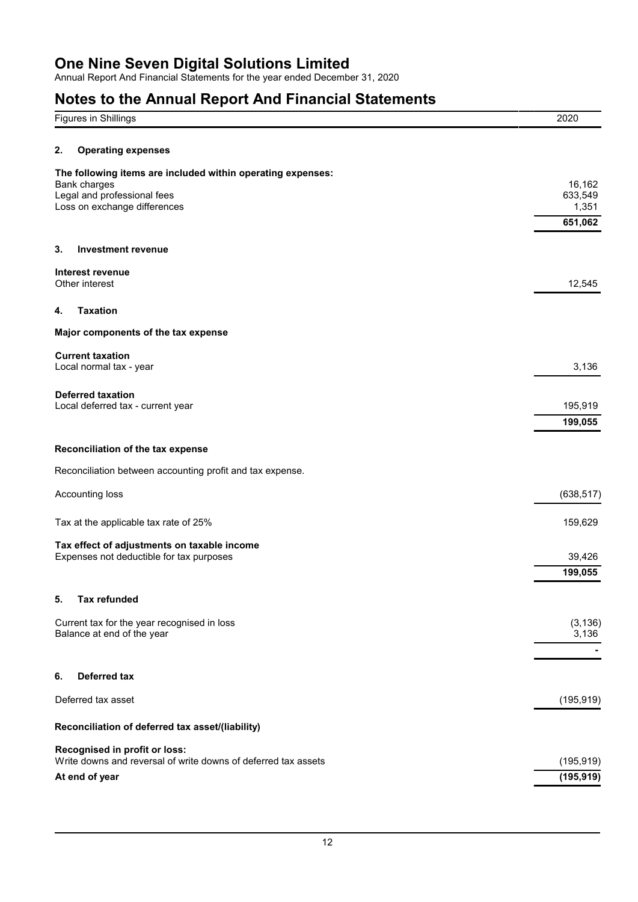# One Nine Seven Digital Solutions Limited

Annual Report And Financial Statements for the year ended December 31, 2020

## Notes to the Annual Report And Financial Statements

| Figures in Shillings | 2020 |
|---|---|

### 2. Operating expenses

| **The following items are included within operating expenses:** | |
|---|---|
| Bank charges | 16,162 |
| Legal and professional fees | 633,549 |
| Loss on exchange differences | 1,351 |
| | **651,062** |

### 3. Investment revenue

| **Interest revenue** | |
|---|---|
| Other interest | 12,545 |

### 4. Taxation

**Major components of the tax expense**

| **Current taxation** | |
|---|---|
| Local normal tax - year | 3,136 |
| **Deferred taxation** | |
| Local deferred tax - current year | 195,919 |
| | **199,055** |

**Reconciliation of the tax expense**

Reconciliation between accounting profit and tax expense.

| | |
|---|---|
| Accounting loss | (638,517) |
| Tax at the applicable tax rate of 25% | 159,629 |
| **Tax effect of adjustments on taxable income** | |
| Expenses not deductible for tax purposes | 39,426 |
| | **199,055** |

### 5. Tax refunded

| | |
|---|---|
| Current tax for the year recognised in loss | (3,136) |
| Balance at end of the year | 3,136 |
| | - |

### 6. Deferred tax

| | |
|---|---|
| Deferred tax asset | (195,919) |

**Reconciliation of deferred tax asset/(liability)**

| **Recognised in profit or loss:** | |
|---|---|
| Write downs and reversal of write downs of deferred tax assets | (195,919) |
| **At end of year** | **(195,919)** |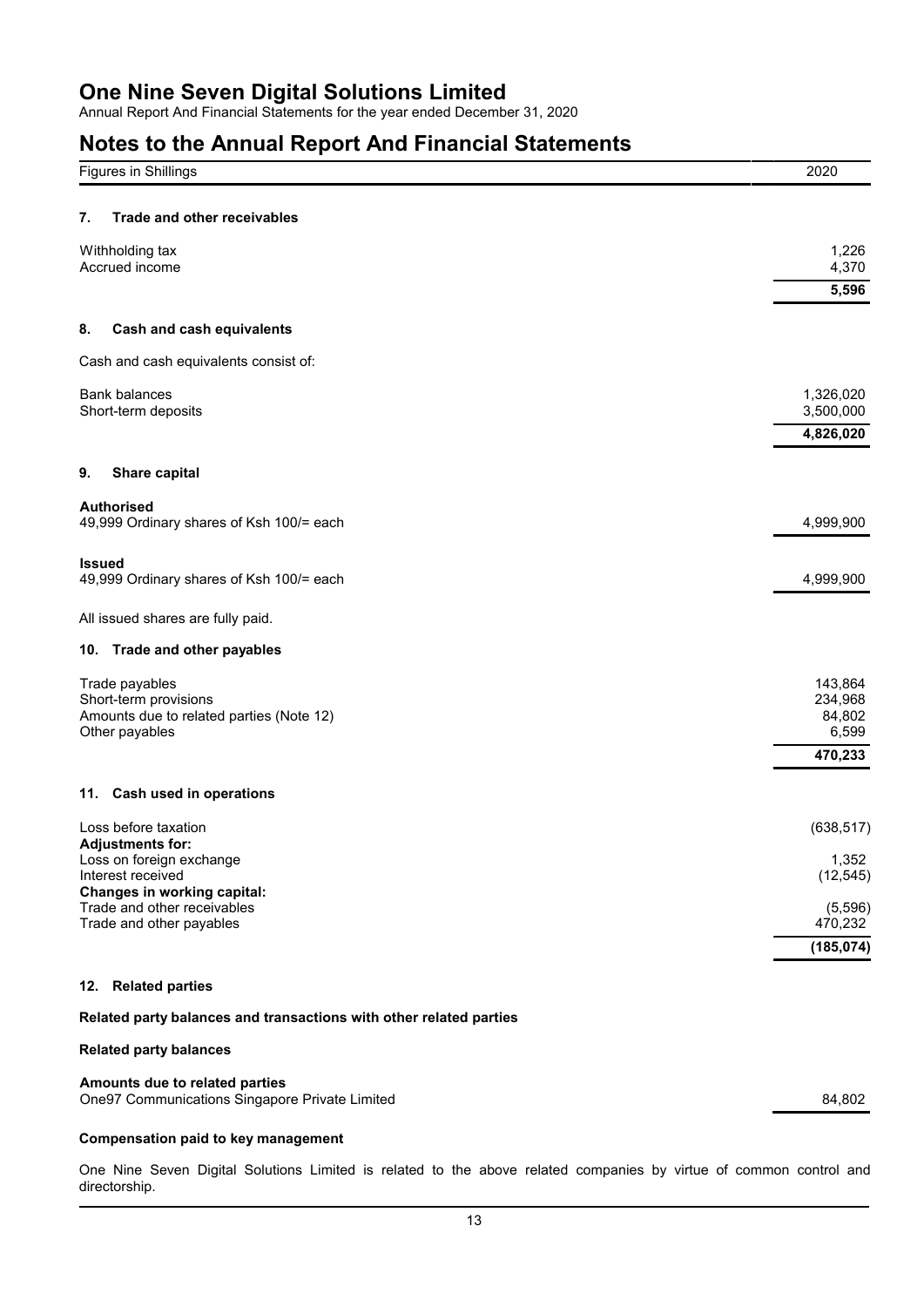# One Nine Seven Digital Solutions Limited

Annual Report And Financial Statements for the year ended December 31, 2020

# Notes to the Annual Report And Financial Statements

| Figures in Shillings | 2020 |
|---|---|

## 7. Trade and other receivables

| | |
|---|---|
| Withholding tax | 1,226 |
| Accrued income | 4,370 |
| | **5,596** |

## 8. Cash and cash equivalents

Cash and cash equivalents consist of:

| | |
|---|---|
| Bank balances | 1,326,020 |
| Short-term deposits | 3,500,000 |
| | **4,826,020** |

## 9. Share capital

| | |
|---|---|
| **Authorised** | |
| 49,999 Ordinary shares of Ksh 100/= each | 4,999,900 |
| **Issued** | |
| 49,999 Ordinary shares of Ksh 100/= each | 4,999,900 |

All issued shares are fully paid.

## 10. Trade and other payables

| | |
|---|---|
| Trade payables | 143,864 |
| Short-term provisions | 234,968 |
| Amounts due to related parties (Note 12) | 84,802 |
| Other payables | 6,599 |
| | **470,233** |

## 11. Cash used in operations

| | |
|---|---|
| Loss before taxation | (638,517) |
| **Adjustments for:** | |
| Loss on foreign exchange | 1,352 |
| Interest received | (12,545) |
| **Changes in working capital:** | |
| Trade and other receivables | (5,596) |
| Trade and other payables | 470,232 |
| | **(185,074)** |

## 12. Related parties

**Related party balances and transactions with other related parties**

**Related party balances**

| | |
|---|---|
| **Amounts due to related parties** | |
| One97 Communications Singapore Private Limited | 84,802 |

**Compensation paid to key management**

One Nine Seven Digital Solutions Limited is related to the above related companies by virtue of common control and directorship.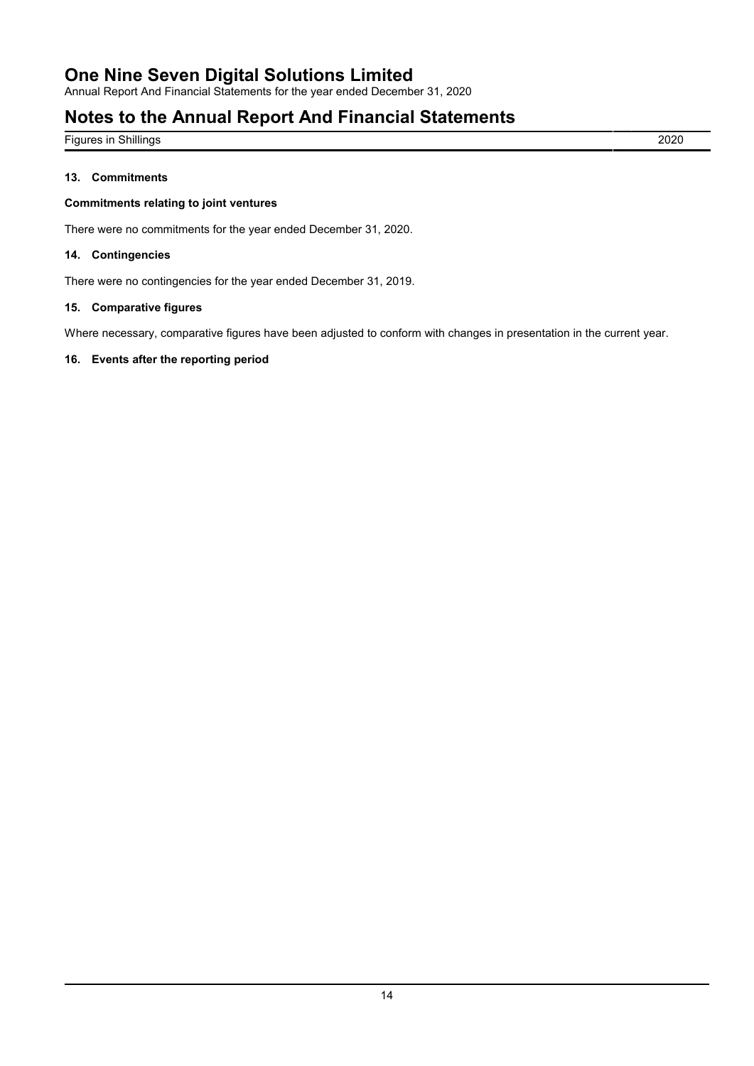# One Nine Seven Digital Solutions Limited

Annual Report And Financial Statements for the year ended December 31, 2020

## Notes to the Annual Report And Financial Statements

| Figures in Shillings | 2020 |
| --- | --- |

### 13. Commitments

**Commitments relating to joint ventures**

There were no commitments for the year ended December 31, 2020.

### 14. Contingencies

There were no contingencies for the year ended December 31, 2019.

### 15. Comparative figures

Where necessary, comparative figures have been adjusted to conform with changes in presentation in the current year.

### 16. Events after the reporting period